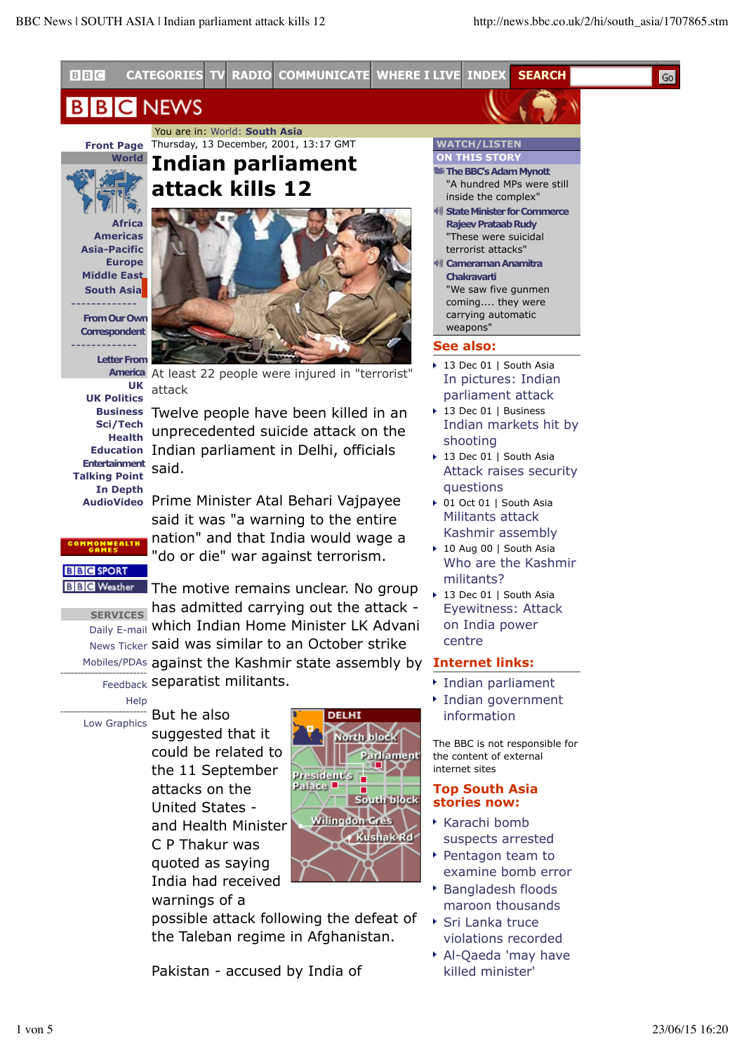You are in: World: South Asia

Thursday, 13 December, 2001, 13:17 GMT

# Indian parliament attack kills 12

At least 22 people were injured in "terrorist" attack

Twelve people have been killed in an unprecedented suicide attack on the Indian parliament in Delhi, officials said.

Prime Minister Atal Behari Vajpayee said it was "a warning to the entire nation" and that India would wage a "do or die" war against terrorism.

The motive remains unclear. No group has admitted carrying out the attack - which Indian Home Minister LK Advani said was similar to an October strike against the Kashmir state assembly by separatist militants.

But he also suggested that it could be related to the 11 September attacks on the United States - and Health Minister C P Thakur was quoted as saying India had received warnings of a possible attack following the defeat of the Taleban regime in Afghanistan.

Pakistan - accused by India of

## WATCH/LISTEN ON THIS STORY

The BBC's Adam Mynott
"A hundred MPs were still inside the complex"

State Minister for Commerce Rajeev Prataab Rudy
"These were suicidal terrorist attacks"

Cameraman Anamitra Chakravarti
"We saw five gunmen coming.... they were carrying automatic weapons"

## See also:

- 13 Dec 01 | South Asia
  In pictures: Indian parliament attack
- 13 Dec 01 | Business
  Indian markets hit by shooting
- 13 Dec 01 | South Asia
  Attack raises security questions
- 01 Oct 01 | South Asia
  Militants attack Kashmir assembly
- 10 Aug 00 | South Asia
  Who are the Kashmir militants?
- 13 Dec 01 | South Asia
  Eyewitness: Attack on India power centre

## Internet links:

- Indian parliament
- Indian government information

The BBC is not responsible for the content of external internet sites

## Top South Asia stories now:

- Karachi bomb suspects arrested
- Pentagon team to examine bomb error
- Bangladesh floods maroon thousands
- Sri Lanka truce violations recorded
- Al-Qaeda 'may have killed minister'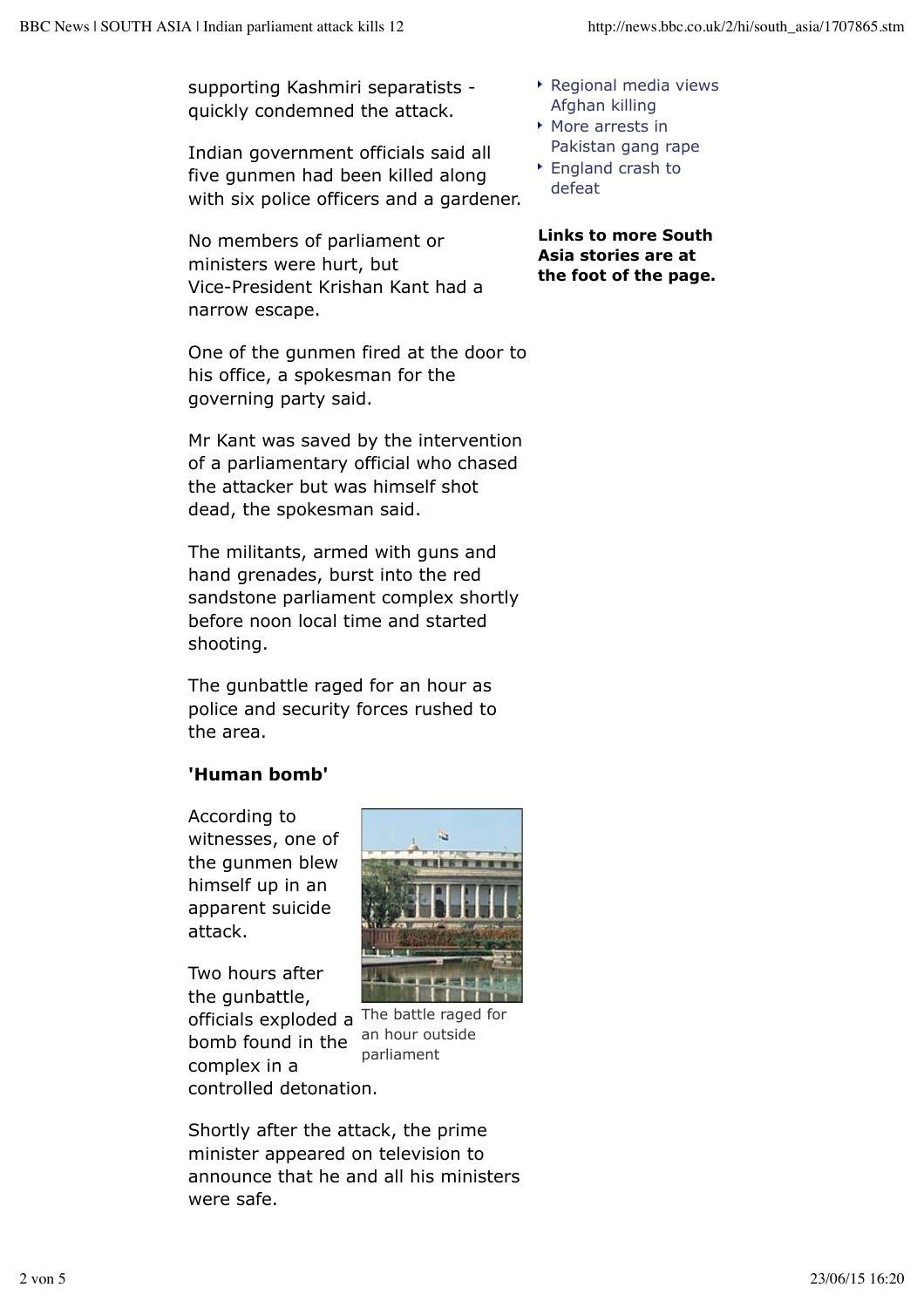supporting Kashmiri separatists - quickly condemned the attack.

Indian government officials said all five gunmen had been killed along with six police officers and a gardener.

No members of parliament or ministers were hurt, but Vice-President Krishan Kant had a narrow escape.

One of the gunmen fired at the door to his office, a spokesman for the governing party said.

Mr Kant was saved by the intervention of a parliamentary official who chased the attacker but was himself shot dead, the spokesman said.

The militants, armed with guns and hand grenades, burst into the red sandstone parliament complex shortly before noon local time and started shooting.

The gunbattle raged for an hour as police and security forces rushed to the area.

**'Human bomb'**

According to witnesses, one of the gunmen blew himself up in an apparent suicide attack.

The battle raged for an hour outside parliament

Two hours after the gunbattle, officials exploded a bomb found in the complex in a controlled detonation.

Shortly after the attack, the prime minister appeared on television to announce that he and all his ministers were safe.

- Regional media views Afghan killing
- More arrests in Pakistan gang rape
- England crash to defeat

**Links to more South Asia stories are at the foot of the page.**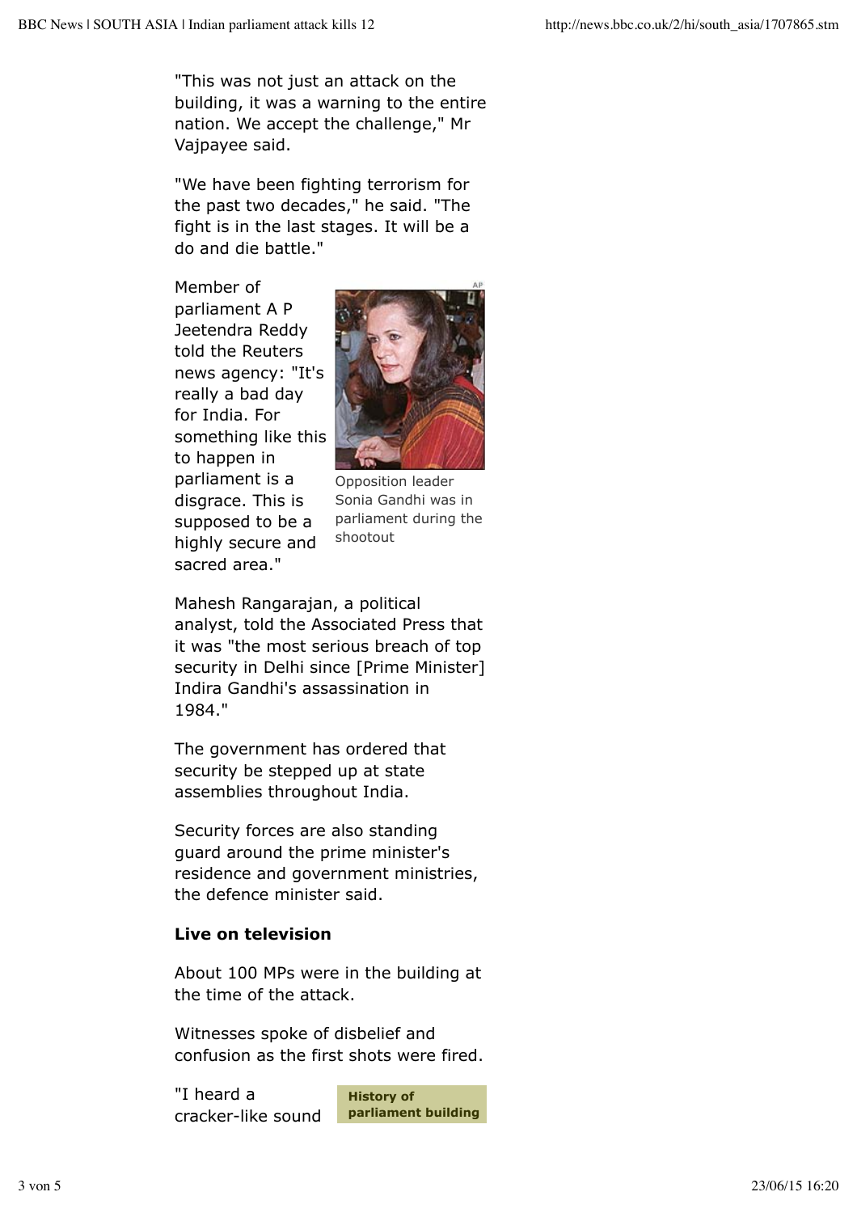"This was not just an attack on the building, it was a warning to the entire nation. We accept the challenge," Mr Vajpayee said.

"We have been fighting terrorism for the past two decades," he said. "The fight is in the last stages. It will be a do and die battle."

Member of parliament A P Jeetendra Reddy told the Reuters news agency: "It's really a bad day for India. For something like this to happen in parliament is a disgrace. This is supposed to be a highly secure and sacred area."

Opposition leader Sonia Gandhi was in parliament during the shootout

Mahesh Rangarajan, a political analyst, told the Associated Press that it was "the most serious breach of top security in Delhi since [Prime Minister] Indira Gandhi's assassination in 1984."

The government has ordered that security be stepped up at state assemblies throughout India.

Security forces are also standing guard around the prime minister's residence and government ministries, the defence minister said.

**Live on television**

About 100 MPs were in the building at the time of the attack.

Witnesses spoke of disbelief and confusion as the first shots were fired.

**History of parliament building**

"I heard a cracker-like sound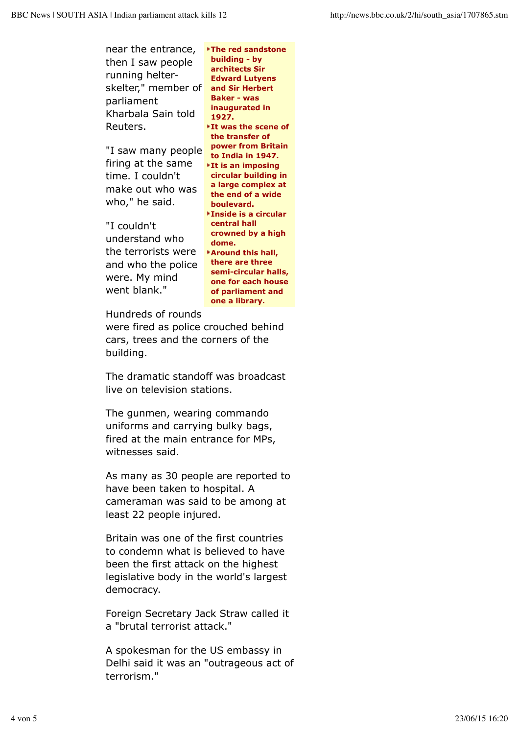near the entrance, then I saw people running helter-skelter," member of parliament Kharbala Sain told Reuters.

"I saw many people firing at the same time. I couldn't make out who was who," he said.

"I couldn't understand who the terrorists were and who the police were. My mind went blank."

- **The red sandstone building - by architects Sir Edward Lutyens and Sir Herbert Baker - was inaugurated in 1927.**
- **It was the scene of the transfer of power from Britain to India in 1947.**
- **It is an imposing circular building in a large complex at the end of a wide boulevard.**
- **Inside is a circular central hall crowned by a high dome.**
- **Around this hall, there are three semi-circular halls, one for each house of parliament and one a library.**

Hundreds of rounds were fired as police crouched behind cars, trees and the corners of the building.

The dramatic standoff was broadcast live on television stations.

The gunmen, wearing commando uniforms and carrying bulky bags, fired at the main entrance for MPs, witnesses said.

As many as 30 people are reported to have been taken to hospital. A cameraman was said to be among at least 22 people injured.

Britain was one of the first countries to condemn what is believed to have been the first attack on the highest legislative body in the world's largest democracy.

Foreign Secretary Jack Straw called it a "brutal terrorist attack."

A spokesman for the US embassy in Delhi said it was an "outrageous act of terrorism."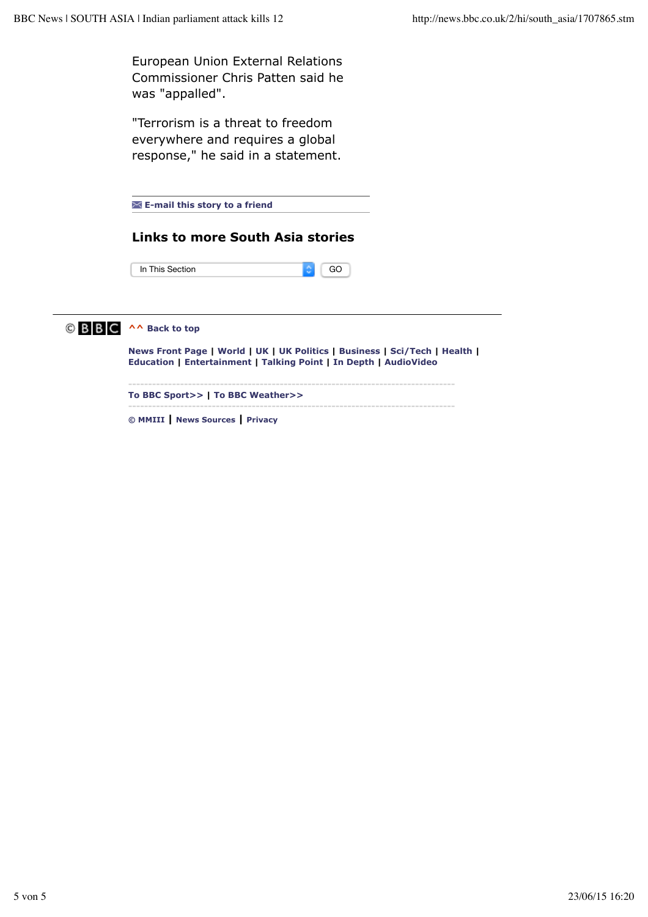European Union External Relations Commissioner Chris Patten said he was "appalled".

"Terrorism is a threat to freedom everywhere and requires a global response," he said in a statement.

**E-mail this story to a friend**

## Links to more South Asia stories

In This Section | GO

© BBC **^^ Back to top**

**News Front Page | World | UK | UK Politics | Business | Sci/Tech | Health | Education | Entertainment | Talking Point | In Depth | AudioVideo**

**To BBC Sport>> | To BBC Weather>>**

**© MMIII | News Sources | Privacy**